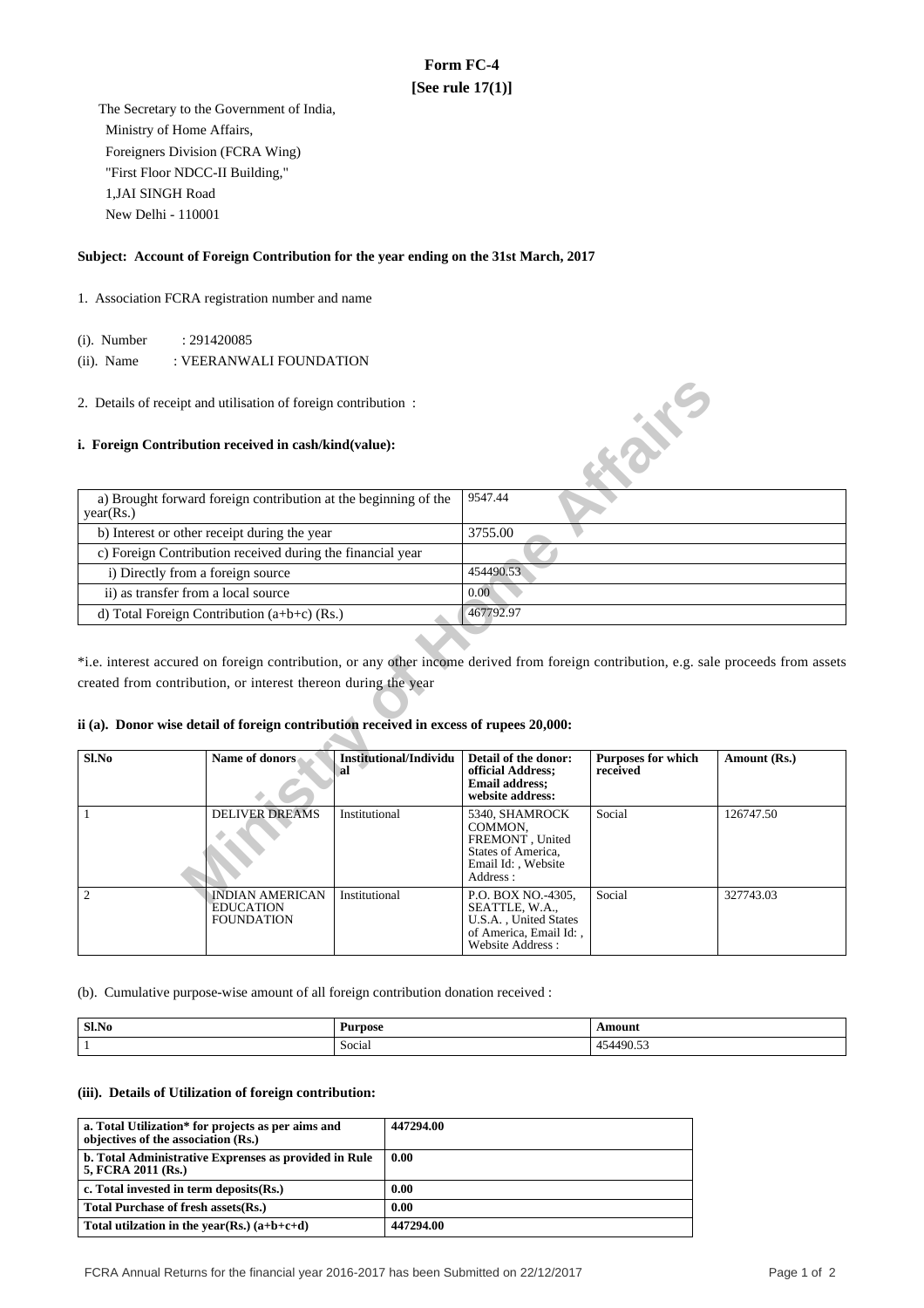# Form FC-4

**[See rule 17(1)]**

The Secretary to the Government of India,
Ministry of Home Affairs,
Foreigners Division (FCRA Wing)
"First Floor NDCC-II Building,"
1,JAI SINGH Road
New Delhi - 110001

**Subject: Account of Foreign Contribution for the year ending on the 31st March, 2017**

1. Association FCRA registration number and name

(i). Number : 291420085

(ii). Name : VEERANWALI FOUNDATION

2. Details of receipt and utilisation of foreign contribution :

**i. Foreign Contribution received in cash/kind(value):**

| | |
|---|---|
| a) Brought forward foreign contribution at the beginning of the year(Rs.) | 9547.44 |
| b) Interest or other receipt during the year | 3755.00 |
| c) Foreign Contribution received during the financial year | |
| i) Directly from a foreign source | 454490.53 |
| ii) as transfer from a local source | 0.00 |
| d) Total Foreign Contribution (a+b+c) (Rs.) | 467792.97 |

*i.e. interest accured on foreign contribution, or any other income derived from foreign contribution, e.g. sale proceeds from assets created from contribution, or interest thereon during the year

**ii (a). Donor wise detail of foreign contribution received in excess of rupees 20,000:**

| Sl.No | Name of donors | Institutional/Individual | Detail of the donor: official Address; Email address; website address: | Purposes for which received | Amount (Rs.) |
|---|---|---|---|---|---|
| 1 | DELIVER DREAMS | Institutional | 5340, SHAMROCK COMMON, FREMONT , United States of America, Email Id: , Website Address : | Social | 126747.50 |
| 2 | INDIAN AMERICAN EDUCATION FOUNDATION | Institutional | P.O. BOX NO.-4305, SEATTLE, W.A., U.S.A. , United States of America, Email Id: , Website Address : | Social | 327743.03 |

(b). Cumulative purpose-wise amount of all foreign contribution donation received :

| Sl.No | Purpose | Amount |
|---|---|---|
| 1 | Social | 454490.53 |

**(iii). Details of Utilization of foreign contribution:**

| | |
|---|---|
| **a. Total Utilization* for projects as per aims and objectives of the association (Rs.)** | **447294.00** |
| **b. Total Administrative Exprenses as provided in Rule 5, FCRA 2011 (Rs.)** | **0.00** |
| **c. Total invested in term deposits(Rs.)** | **0.00** |
| **Total Purchase of fresh assets(Rs.)** | **0.00** |
| **Total utilzation in the year(Rs.) (a+b+c+d)** | **447294.00** |

FCRA Annual Returns for the financial year 2016-2017 has been Submitted on 22/12/2017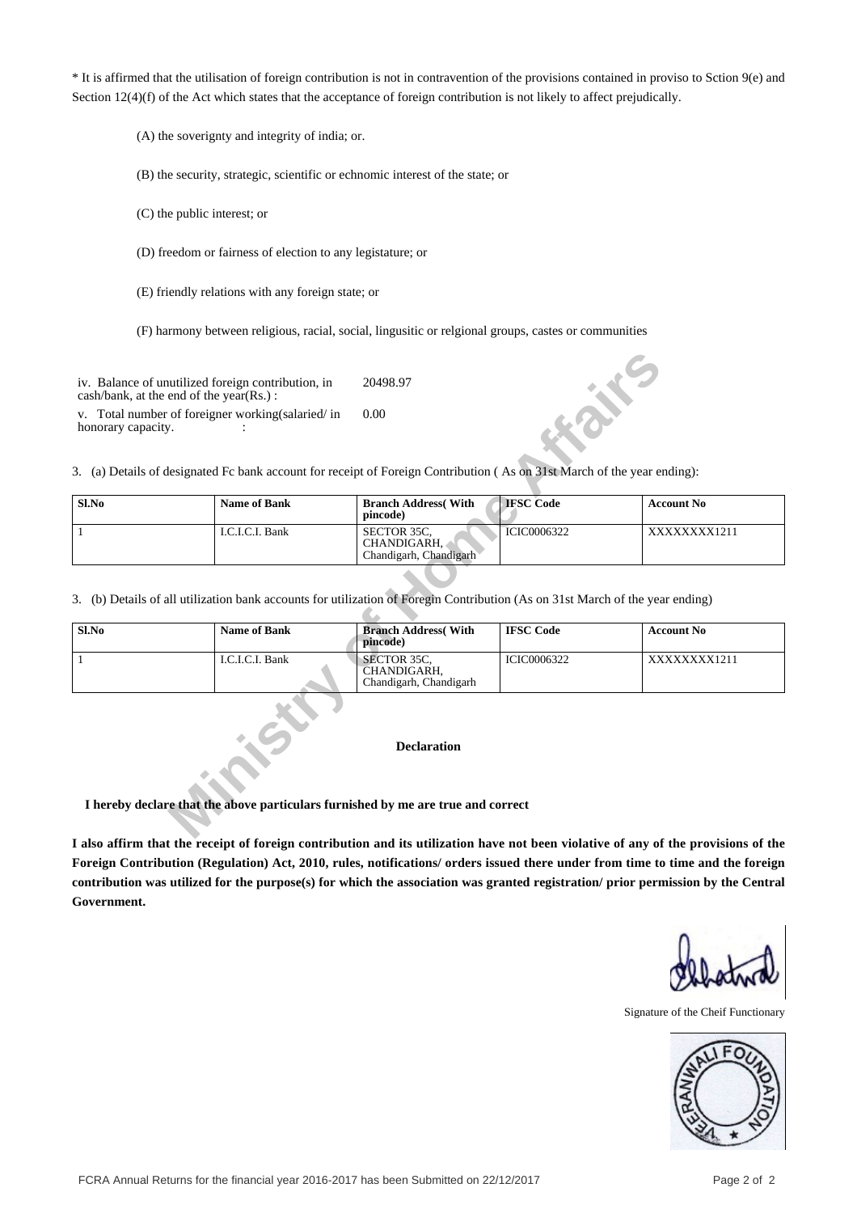* It is affirmed that the utilisation of foreign contribution is not in contravention of the provisions contained in proviso to Sction 9(e) and Section 12(4)(f) of the Act which states that the acceptance of foreign contribution is not likely to affect prejudically.

(A) the soverignty and integrity of india; or.

(B) the security, strategic, scientific or echnomic interest of the state; or

(C) the public interest; or

(D) freedom or fairness of election to any legistature; or

(E) friendly relations with any foreign state; or

(F) harmony between religious, racial, social, lingusitic or relgional groups, castes or communities

| | |
|---|---|
| iv. Balance of unutilized foreign contribution, in cash/bank, at the end of the year(Rs.) : | 20498.97 |
| v. Total number of foreigner working(salaried/ in honorary capacity. : | 0.00 |

3. (a) Details of designated Fc bank account for receipt of Foreign Contribution ( As on 31st March of the year ending):

| Sl.No | Name of Bank | Branch Address( With pincode) | IFSC Code | Account No |
|---|---|---|---|---|
| 1 | I.C.I.C.I. Bank | SECTOR 35C, CHANDIGARH, Chandigarh, Chandigarh | ICIC0006322 | XXXXXXXX1211 |

3. (b) Details of all utilization bank accounts for utilization of Foregin Contribution (As on 31st March of the year ending)

| Sl.No | Name of Bank | Branch Address( With pincode) | IFSC Code | Account No |
|---|---|---|---|---|
| 1 | I.C.I.C.I. Bank | SECTOR 35C, CHANDIGARH, Chandigarh, Chandigarh | ICIC0006322 | XXXXXXXX1211 |

**Declaration**

**I hereby declare that the above particulars furnished by me are true and correct**

**I also affirm that the receipt of foreign contribution and its utilization have not been violative of any of the provisions of the Foreign Contribution (Regulation) Act, 2010, rules, notifications/ orders issued there under from time to time and the foreign contribution was utilized for the purpose(s) for which the association was granted registration/ prior permission by the Central Government.**

Signature of the Cheif Functionary

FCRA Annual Returns for the financial year 2016-2017 has been Submitted on 22/12/2017